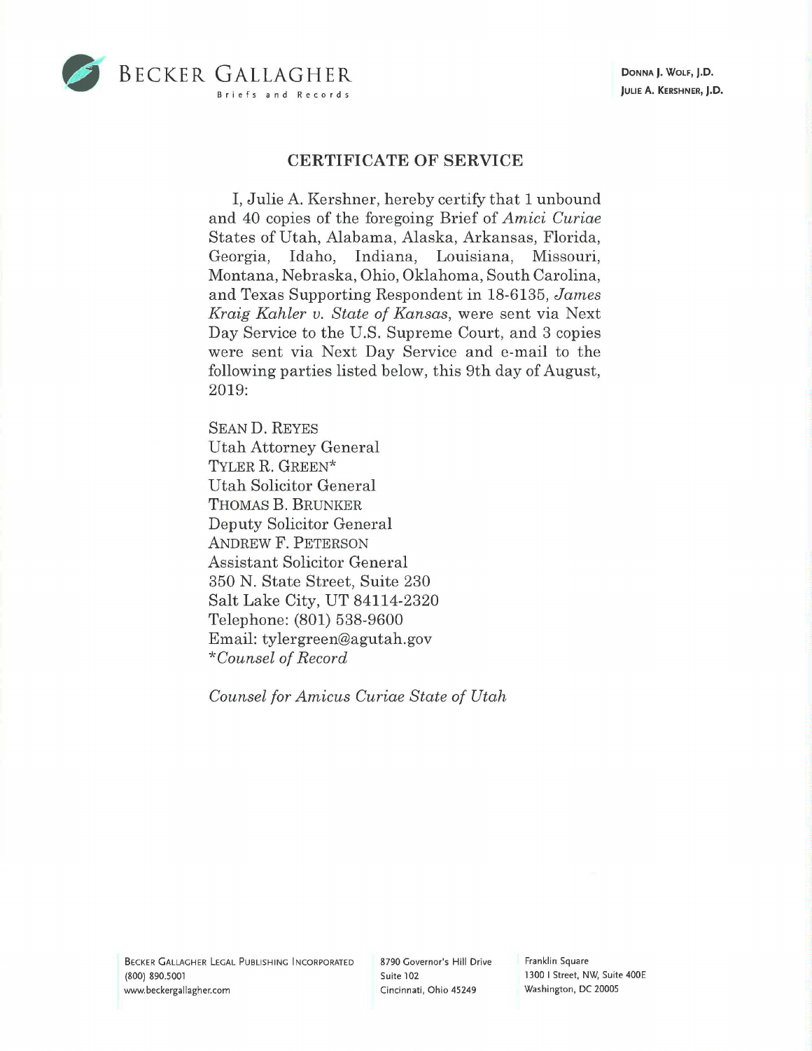BECKER GALLAGHER
Briefs and Records

DONNA J. WOLF, J.D.
JULIE A. KERSHNER, J.D.

## CERTIFICATE OF SERVICE

I, Julie A. Kershner, hereby certify that 1 unbound and 40 copies of the foregoing Brief of *Amici Curiae* States of Utah, Alabama, Alaska, Arkansas, Florida, Georgia, Idaho, Indiana, Louisiana, Missouri, Montana, Nebraska, Ohio, Oklahoma, South Carolina, and Texas Supporting Respondent in 18-6135, *James Kraig Kahler v. State of Kansas*, were sent via Next Day Service to the U.S. Supreme Court, and 3 copies were sent via Next Day Service and e-mail to the following parties listed below, this 9th day of August, 2019:

SEAN D. REYES
Utah Attorney General
TYLER R. GREEN*
Utah Solicitor General
THOMAS B. BRUNKER
Deputy Solicitor General
ANDREW F. PETERSON
Assistant Solicitor General
350 N. State Street, Suite 230
Salt Lake City, UT 84114-2320
Telephone: (801) 538-9600
Email: tylergreen@agutah.gov
**Counsel of Record*

*Counsel for Amicus Curiae State of Utah*

BECKER GALLAGHER LEGAL PUBLISHING INCORPORATED
(800) 890.5001
www.beckergallagher.com

8790 Governor's Hill Drive
Suite 102
Cincinnati, Ohio 45249

Franklin Square
1300 I Street, NW, Suite 400E
Washington, DC 20005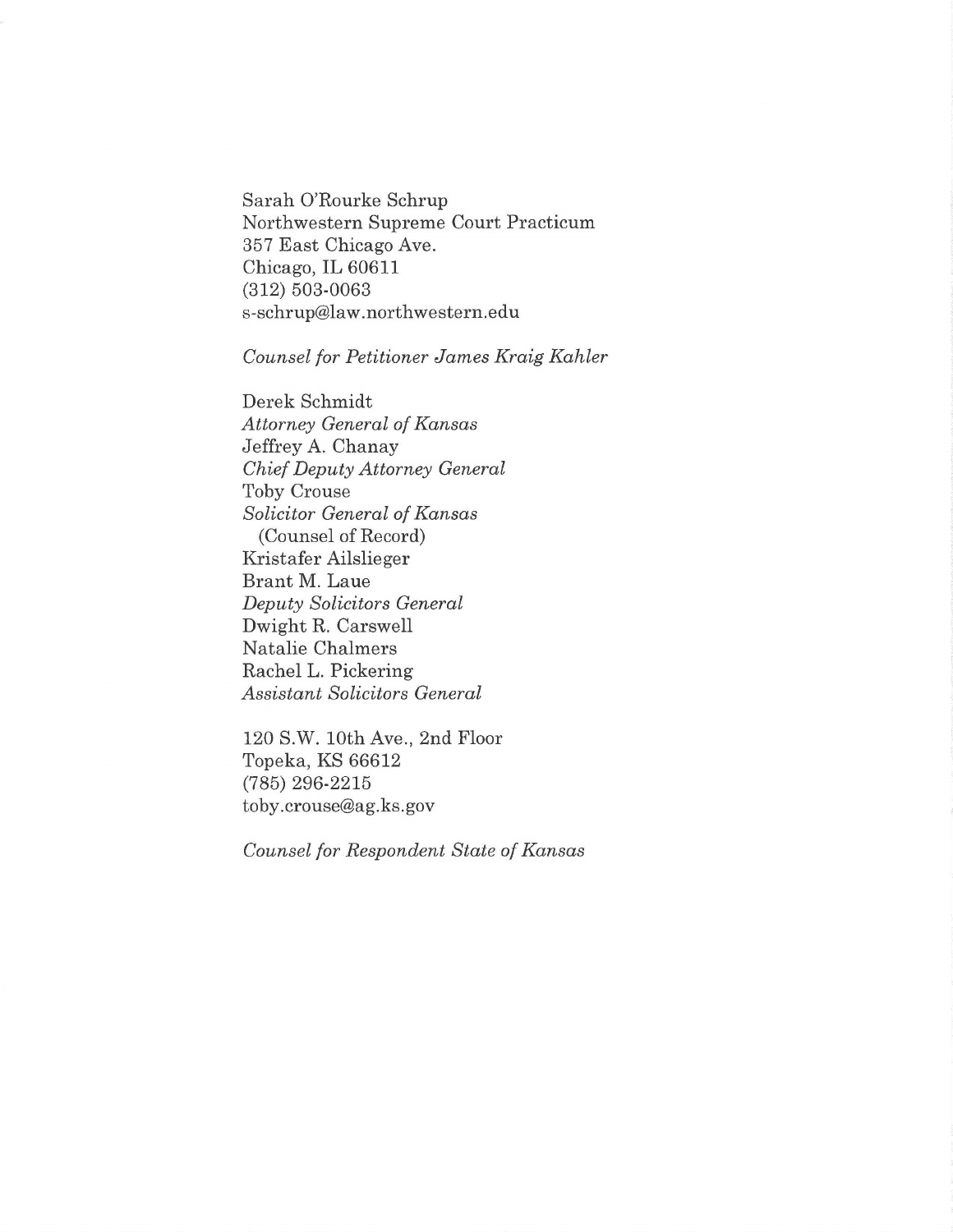Sarah O'Rourke Schrup
Northwestern Supreme Court Practicum
357 East Chicago Ave.
Chicago, IL 60611
(312) 503-0063
s-schrup@law.northwestern.edu

*Counsel for Petitioner James Kraig Kahler*

Derek Schmidt
*Attorney General of Kansas*
Jeffrey A. Chanay
*Chief Deputy Attorney General*
Toby Crouse
*Solicitor General of Kansas*
(Counsel of Record)
Kristafer Ailslieger
Brant M. Laue
*Deputy Solicitors General*
Dwight R. Carswell
Natalie Chalmers
Rachel L. Pickering
*Assistant Solicitors General*

120 S.W. 10th Ave., 2nd Floor
Topeka, KS 66612
(785) 296-2215
toby.crouse@ag.ks.gov

*Counsel for Respondent State of Kansas*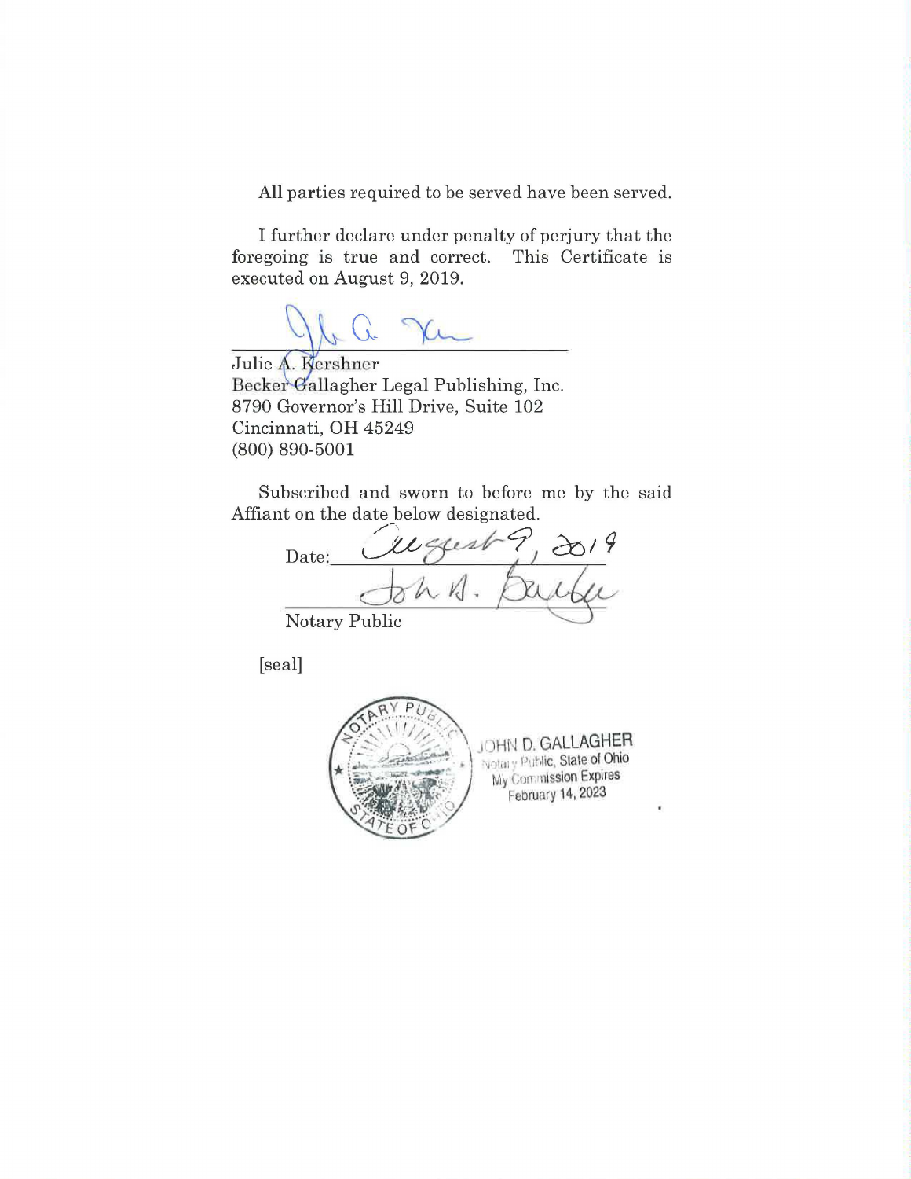All parties required to be served have been served.

I further declare under penalty of perjury that the foregoing is true and correct. This Certificate is executed on August 9, 2019.

Julie A. Kershner
Becker Gallagher Legal Publishing, Inc.
8790 Governor's Hill Drive, Suite 102
Cincinnati, OH 45249
(800) 890-5001

Subscribed and sworn to before me by the said Affiant on the date below designated.

Date: August 9, 2019

Notary Public

[seal]

NOTARY PUBLIC
STATE OF OHIO

JOHN D. GALLAGHER
Notary Public, State of Ohio
My Commission Expires
February 14, 2023